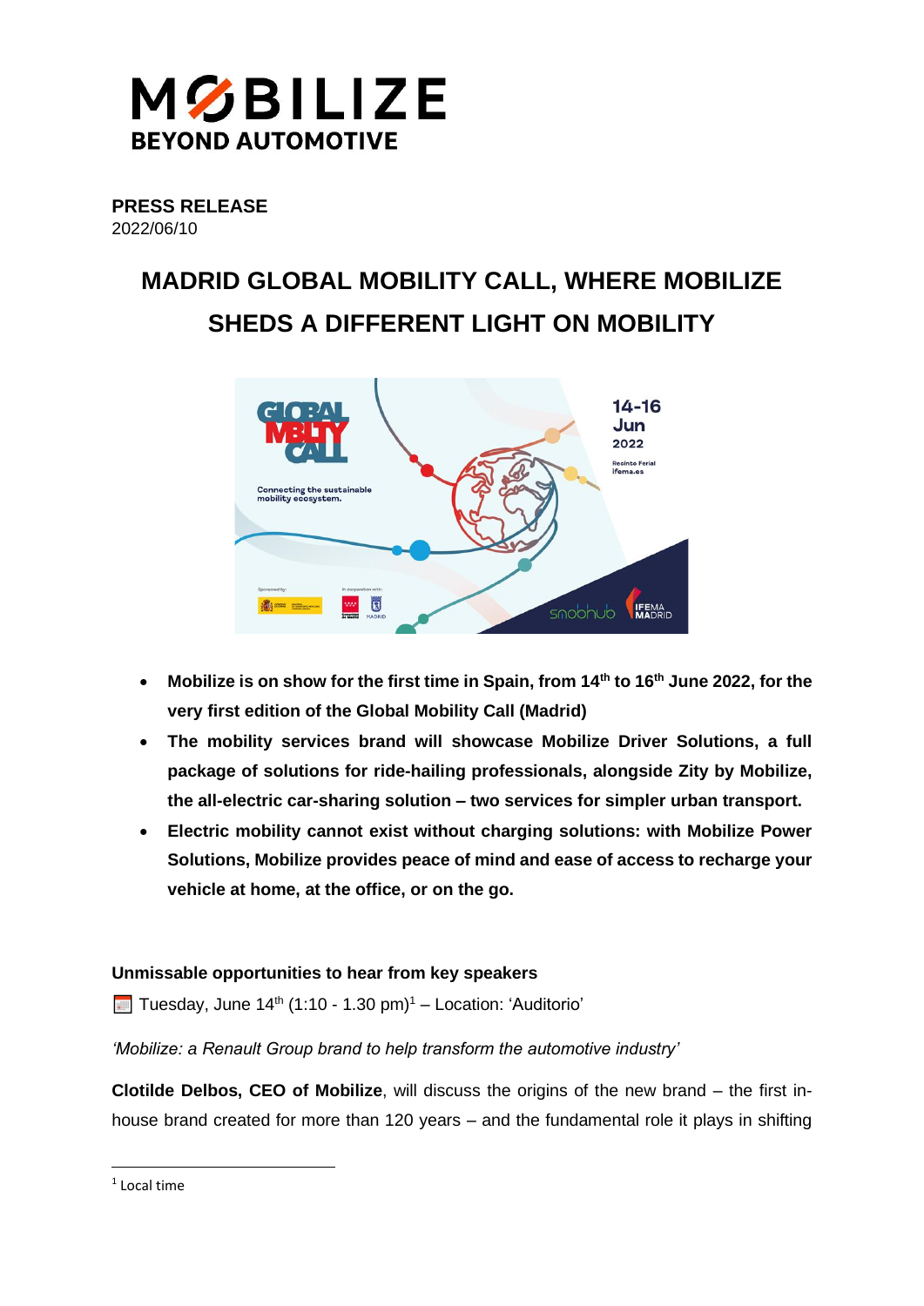**MOBILIZE**
**BEYOND AUTOMOTIVE**

**PRESS RELEASE**
2022/06/10

# MADRID GLOBAL MOBILITY CALL, WHERE MOBILIZE SHEDS A DIFFERENT LIGHT ON MOBILITY

- **Mobilize is on show for the first time in Spain, from 14th to 16th June 2022, for the very first edition of the Global Mobility Call (Madrid)**
- **The mobility services brand will showcase Mobilize Driver Solutions, a full package of solutions for ride-hailing professionals, alongside Zity by Mobilize, the all-electric car-sharing solution – two services for simpler urban transport.**
- **Electric mobility cannot exist without charging solutions: with Mobilize Power Solutions, Mobilize provides peace of mind and ease of access to recharge your vehicle at home, at the office, or on the go.**

**Unmissable opportunities to hear from key speakers**

Tuesday, June 14th (1:10 - 1.30 pm)[1] – Location: 'Auditorio'

*'Mobilize: a Renault Group brand to help transform the automotive industry'*

**Clotilde Delbos, CEO of Mobilize**, will discuss the origins of the new brand – the first in-house brand created for more than 120 years – and the fundamental role it plays in shifting

[1] Local time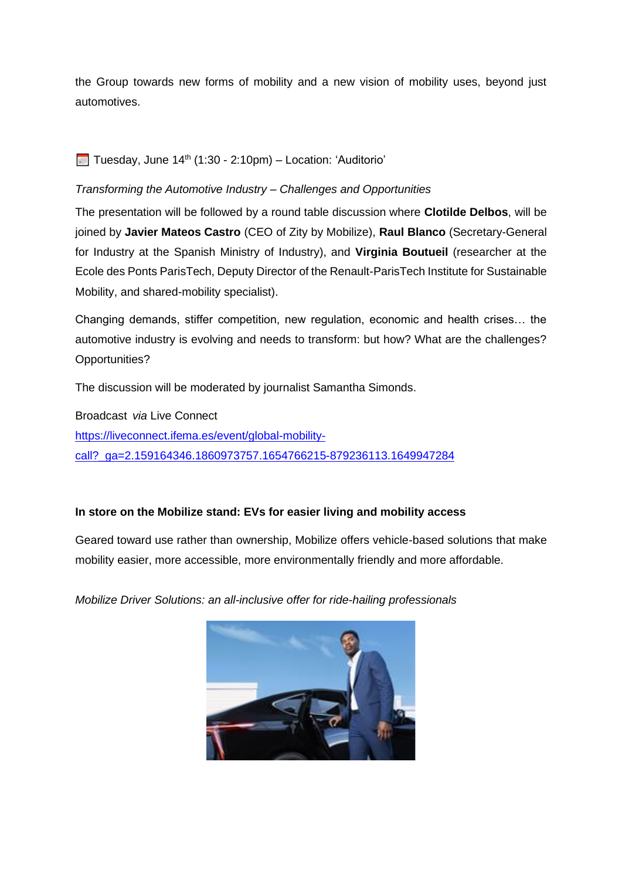the Group towards new forms of mobility and a new vision of mobility uses, beyond just automotives.

📅 Tuesday, June 14th (1:30 - 2:10pm) – Location: 'Auditorio'

*Transforming the Automotive Industry – Challenges and Opportunities*

The presentation will be followed by a round table discussion where **Clotilde Delbos**, will be joined by **Javier Mateos Castro** (CEO of Zity by Mobilize), **Raul Blanco** (Secretary-General for Industry at the Spanish Ministry of Industry), and **Virginia Boutueil** (researcher at the Ecole des Ponts ParisTech, Deputy Director of the Renault-ParisTech Institute for Sustainable Mobility, and shared-mobility specialist).

Changing demands, stiffer competition, new regulation, economic and health crises… the automotive industry is evolving and needs to transform: but how? What are the challenges? Opportunities?

The discussion will be moderated by journalist Samantha Simonds.

Broadcast *via* Live Connect
https://liveconnect.ifema.es/event/global-mobility-call?_ga=2.159164346.1860973757.1654766215-879236113.1649947284

**In store on the Mobilize stand: EVs for easier living and mobility access**

Geared toward use rather than ownership, Mobilize offers vehicle-based solutions that make mobility easier, more accessible, more environmentally friendly and more affordable.

*Mobilize Driver Solutions: an all-inclusive offer for ride-hailing professionals*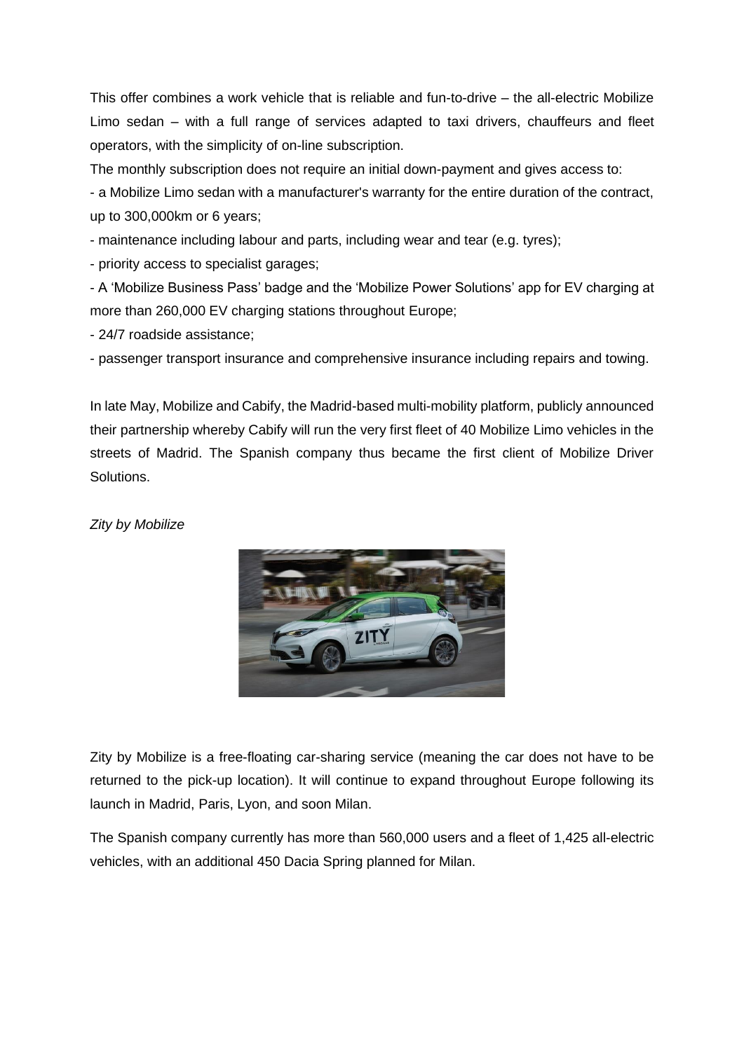This offer combines a work vehicle that is reliable and fun-to-drive – the all-electric Mobilize Limo sedan – with a full range of services adapted to taxi drivers, chauffeurs and fleet operators, with the simplicity of on-line subscription.

The monthly subscription does not require an initial down-payment and gives access to:

- a Mobilize Limo sedan with a manufacturer's warranty for the entire duration of the contract, up to 300,000km or 6 years;
- maintenance including labour and parts, including wear and tear (e.g. tyres);
- priority access to specialist garages;
- A 'Mobilize Business Pass' badge and the 'Mobilize Power Solutions' app for EV charging at more than 260,000 EV charging stations throughout Europe;
- 24/7 roadside assistance;
- passenger transport insurance and comprehensive insurance including repairs and towing.

In late May, Mobilize and Cabify, the Madrid-based multi-mobility platform, publicly announced their partnership whereby Cabify will run the very first fleet of 40 Mobilize Limo vehicles in the streets of Madrid. The Spanish company thus became the first client of Mobilize Driver Solutions.

*Zity by Mobilize*

Zity by Mobilize is a free-floating car-sharing service (meaning the car does not have to be returned to the pick-up location). It will continue to expand throughout Europe following its launch in Madrid, Paris, Lyon, and soon Milan.

The Spanish company currently has more than 560,000 users and a fleet of 1,425 all-electric vehicles, with an additional 450 Dacia Spring planned for Milan.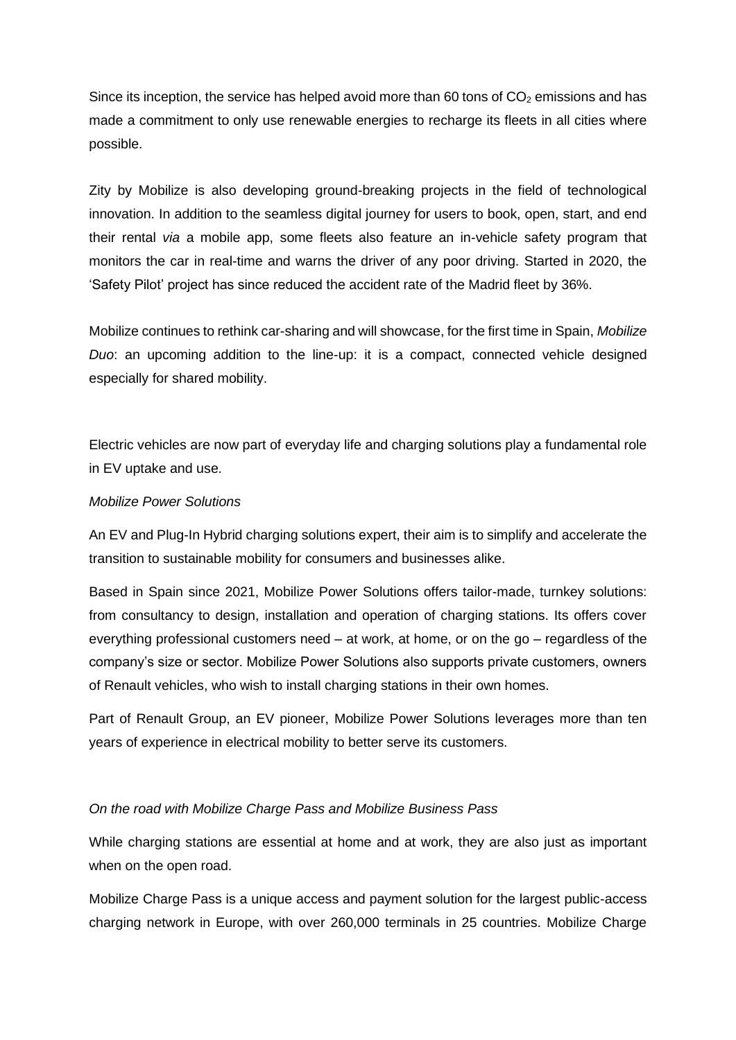Since its inception, the service has helped avoid more than 60 tons of $CO_2$ emissions and has made a commitment to only use renewable energies to recharge its fleets in all cities where possible.

Zity by Mobilize is also developing ground-breaking projects in the field of technological innovation. In addition to the seamless digital journey for users to book, open, start, and end their rental *via* a mobile app, some fleets also feature an in-vehicle safety program that monitors the car in real-time and warns the driver of any poor driving. Started in 2020, the 'Safety Pilot' project has since reduced the accident rate of the Madrid fleet by 36%.

Mobilize continues to rethink car-sharing and will showcase, for the first time in Spain, *Mobilize Duo*: an upcoming addition to the line-up: it is a compact, connected vehicle designed especially for shared mobility.

Electric vehicles are now part of everyday life and charging solutions play a fundamental role in EV uptake and use.

*Mobilize Power Solutions*

An EV and Plug-In Hybrid charging solutions expert, their aim is to simplify and accelerate the transition to sustainable mobility for consumers and businesses alike.

Based in Spain since 2021, Mobilize Power Solutions offers tailor-made, turnkey solutions: from consultancy to design, installation and operation of charging stations. Its offers cover everything professional customers need – at work, at home, or on the go – regardless of the company's size or sector. Mobilize Power Solutions also supports private customers, owners of Renault vehicles, who wish to install charging stations in their own homes.

Part of Renault Group, an EV pioneer, Mobilize Power Solutions leverages more than ten years of experience in electrical mobility to better serve its customers.

*On the road with Mobilize Charge Pass and Mobilize Business Pass*

While charging stations are essential at home and at work, they are also just as important when on the open road.

Mobilize Charge Pass is a unique access and payment solution for the largest public-access charging network in Europe, with over 260,000 terminals in 25 countries. Mobilize Charge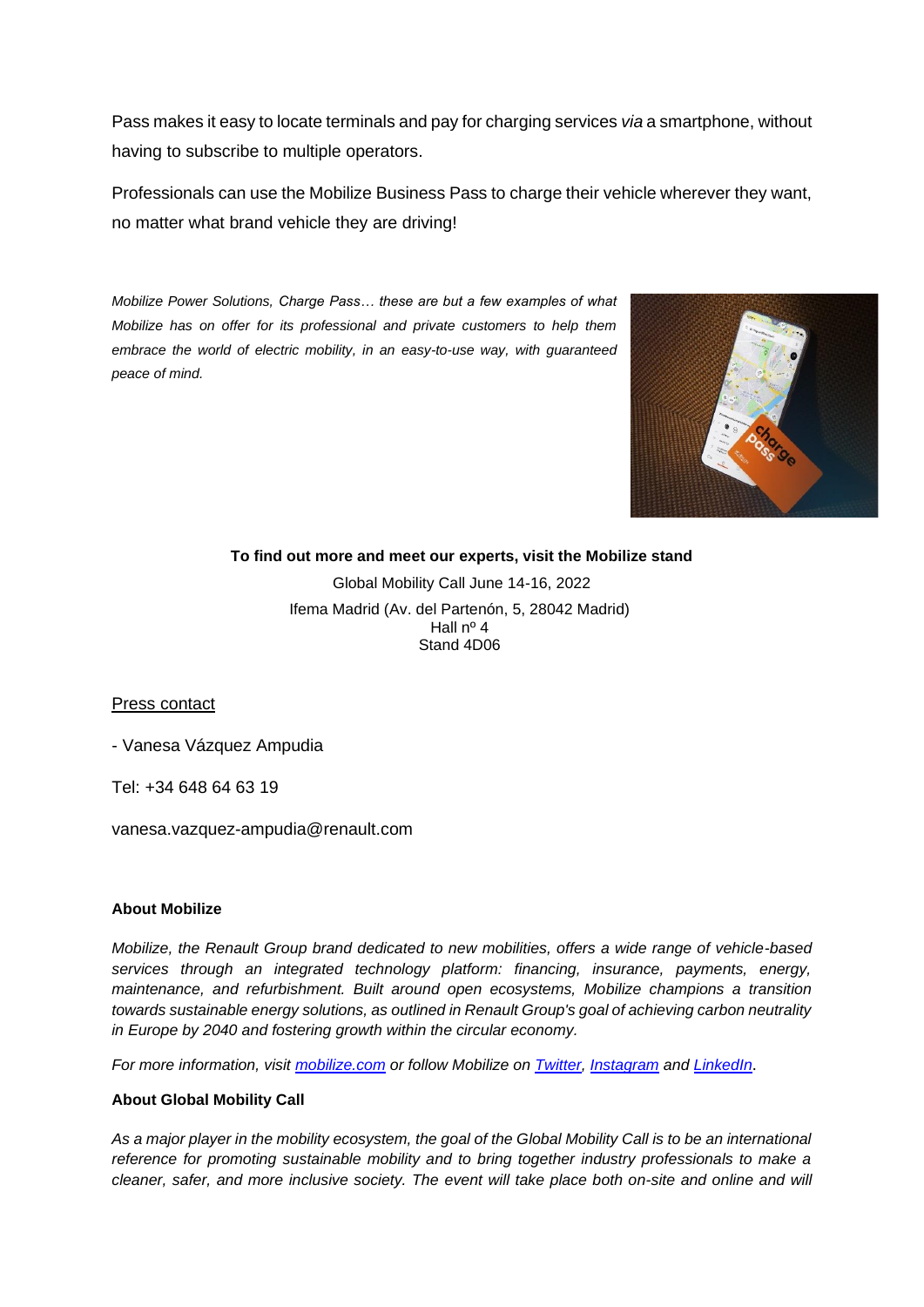Pass makes it easy to locate terminals and pay for charging services *via* a smartphone, without having to subscribe to multiple operators.

Professionals can use the Mobilize Business Pass to charge their vehicle wherever they want, no matter what brand vehicle they are driving!

*Mobilize Power Solutions, Charge Pass… these are but a few examples of what Mobilize has on offer for its professional and private customers to help them embrace the world of electric mobility, in an easy-to-use way, with guaranteed peace of mind.*

**To find out more and meet our experts, visit the Mobilize stand**

Global Mobility Call June 14-16, 2022

Ifema Madrid (Av. del Partenón, 5, 28042 Madrid)

Hall nº 4

Stand 4D06

Press contact

- Vanesa Vázquez Ampudia

Tel: +34 648 64 63 19

vanesa.vazquez-ampudia@renault.com

**About Mobilize**

*Mobilize, the Renault Group brand dedicated to new mobilities, offers a wide range of vehicle-based services through an integrated technology platform: financing, insurance, payments, energy, maintenance, and refurbishment. Built around open ecosystems, Mobilize champions a transition towards sustainable energy solutions, as outlined in Renault Group's goal of achieving carbon neutrality in Europe by 2040 and fostering growth within the circular economy.*

*For more information, visit [mobilize.com](mobilize.com) or follow Mobilize on [Twitter](), [Instagram]() and [LinkedIn]().*

**About Global Mobility Call**

*As a major player in the mobility ecosystem, the goal of the Global Mobility Call is to be an international reference for promoting sustainable mobility and to bring together industry professionals to make a cleaner, safer, and more inclusive society. The event will take place both on-site and online and will*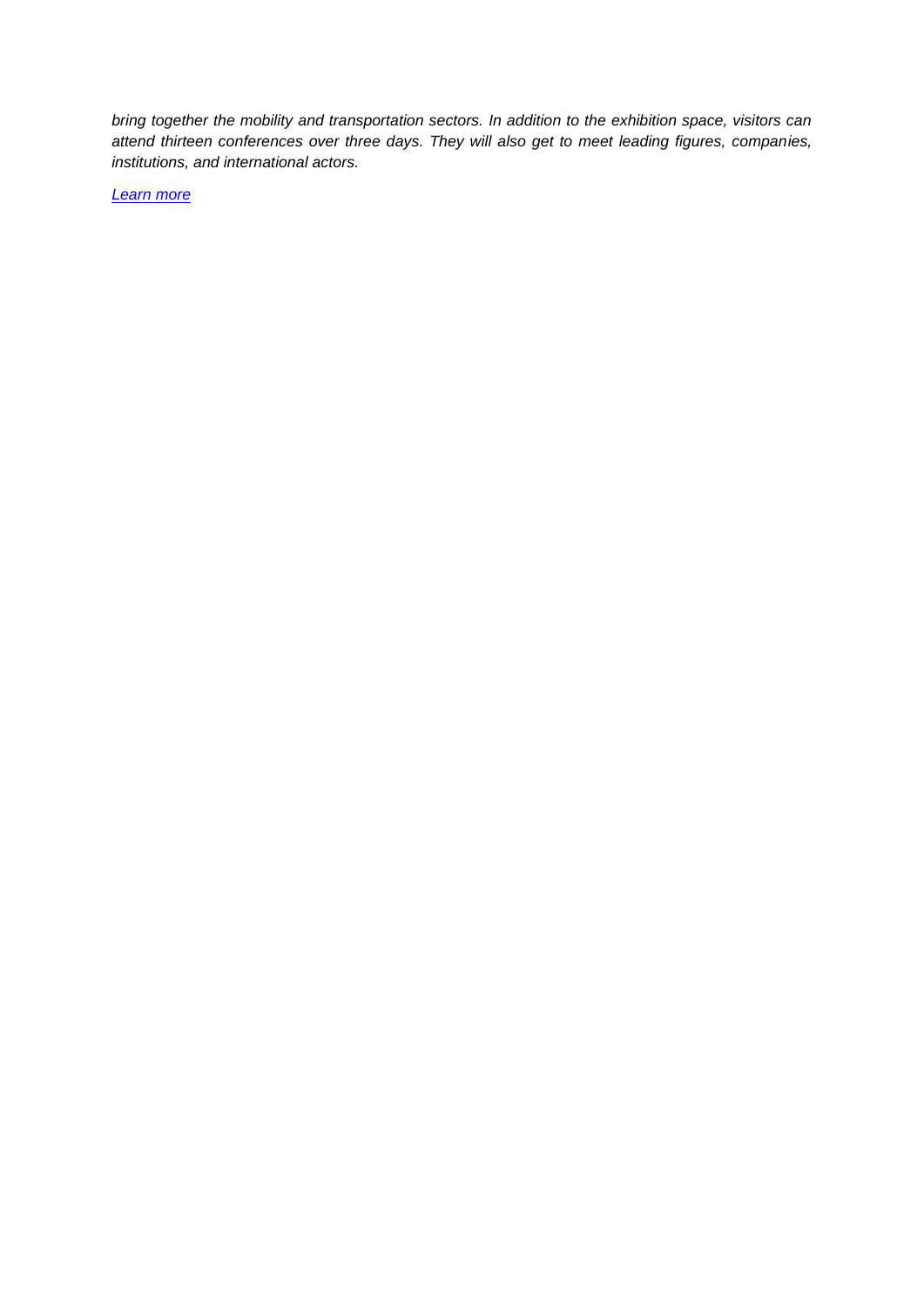*bring together the mobility and transportation sectors. In addition to the exhibition space, visitors can attend thirteen conferences over three days. They will also get to meet leading figures, companies, institutions, and international actors.*

*Learn more*